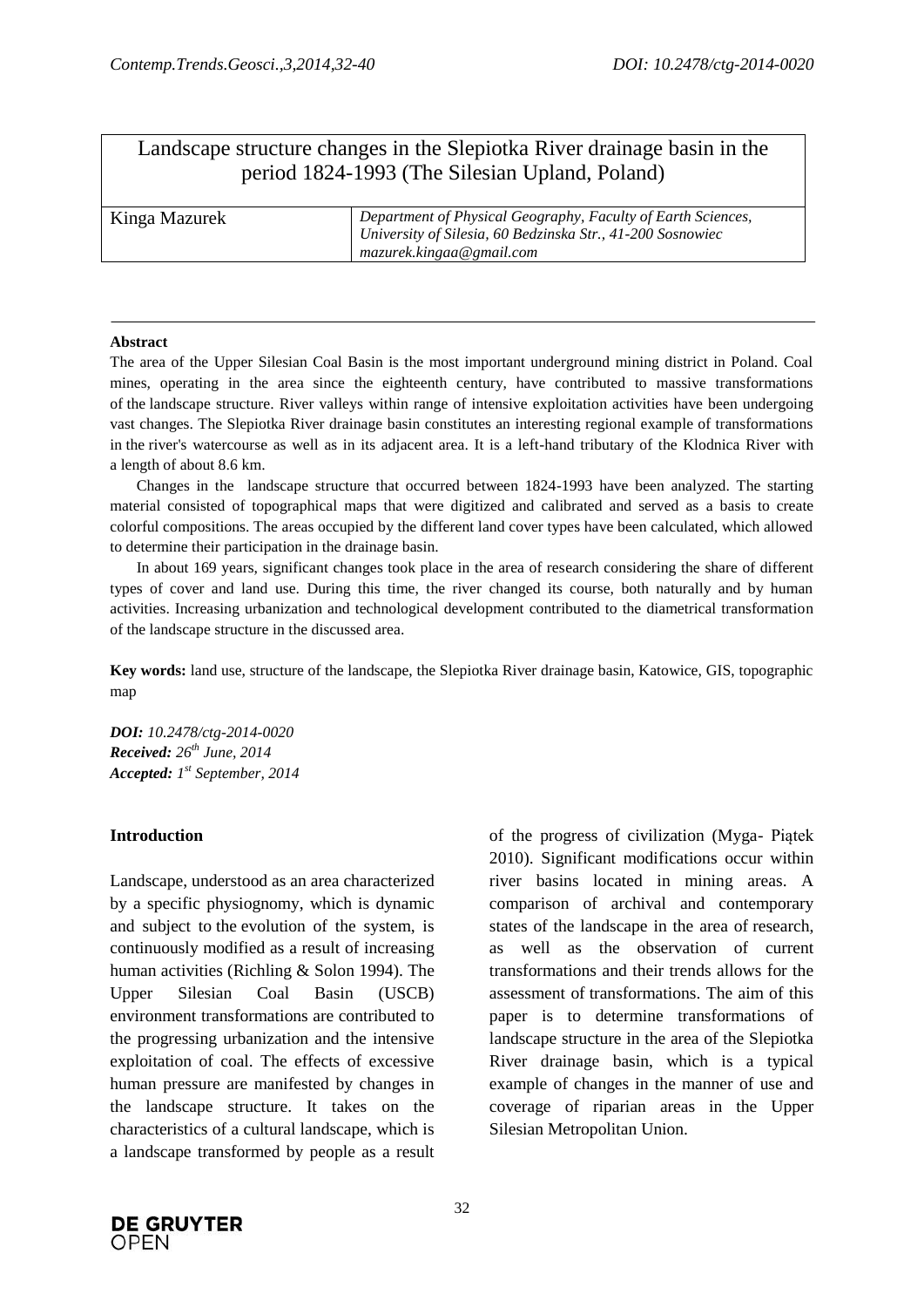# Landscape structure changes in the Slepiotka River drainage basin in the period 1824-1993 (The Silesian Upland, Poland)

| Kinga Mazurek | *Department of Physical Geography, Faculty of Earth Sciences, University of Silesia, 60 Bedzinska Str., 41-200 Sosnowiec mazurek.kingaa@gmail.com* |
|---|---|

**Abstract**

The area of the Upper Silesian Coal Basin is the most important underground mining district in Poland. Coal mines, operating in the area since the eighteenth century, have contributed to massive transformations of the landscape structure. River valleys within range of intensive exploitation activities have been undergoing vast changes. The Slepiotka River drainage basin constitutes an interesting regional example of transformations in the river's watercourse as well as in its adjacent area. It is a left-hand tributary of the Klodnica River with a length of about 8.6 km.

Changes in the landscape structure that occurred between 1824-1993 have been analyzed. The starting material consisted of topographical maps that were digitized and calibrated and served as a basis to create colorful compositions. The areas occupied by the different land cover types have been calculated, which allowed to determine their participation in the drainage basin.

In about 169 years, significant changes took place in the area of research considering the share of different types of cover and land use. During this time, the river changed its course, both naturally and by human activities. Increasing urbanization and technological development contributed to the diametrical transformation of the landscape structure in the discussed area.

**Key words:** land use, structure of the landscape, the Slepiotka River drainage basin, Katowice, GIS, topographic map

***DOI:*** *10.2478/ctg-2014-0020*
***Received:*** *26th June, 2014*
***Accepted:*** *1st September, 2014*

## Introduction

Landscape, understood as an area characterized by a specific physiognomy, which is dynamic and subject to the evolution of the system, is continuously modified as a result of increasing human activities (Richling & Solon 1994). The Upper Silesian Coal Basin (USCB) environment transformations are contributed to the progressing urbanization and the intensive exploitation of coal. The effects of excessive human pressure are manifested by changes in the landscape structure. It takes on the characteristics of a cultural landscape, which is a landscape transformed by people as a result of the progress of civilization (Myga- Piątek 2010). Significant modifications occur within river basins located in mining areas. A comparison of archival and contemporary states of the landscape in the area of research, as well as the observation of current transformations and their trends allows for the assessment of transformations. The aim of this paper is to determine transformations of landscape structure in the area of the Slepiotka River drainage basin, which is a typical example of changes in the manner of use and coverage of riparian areas in the Upper Silesian Metropolitan Union.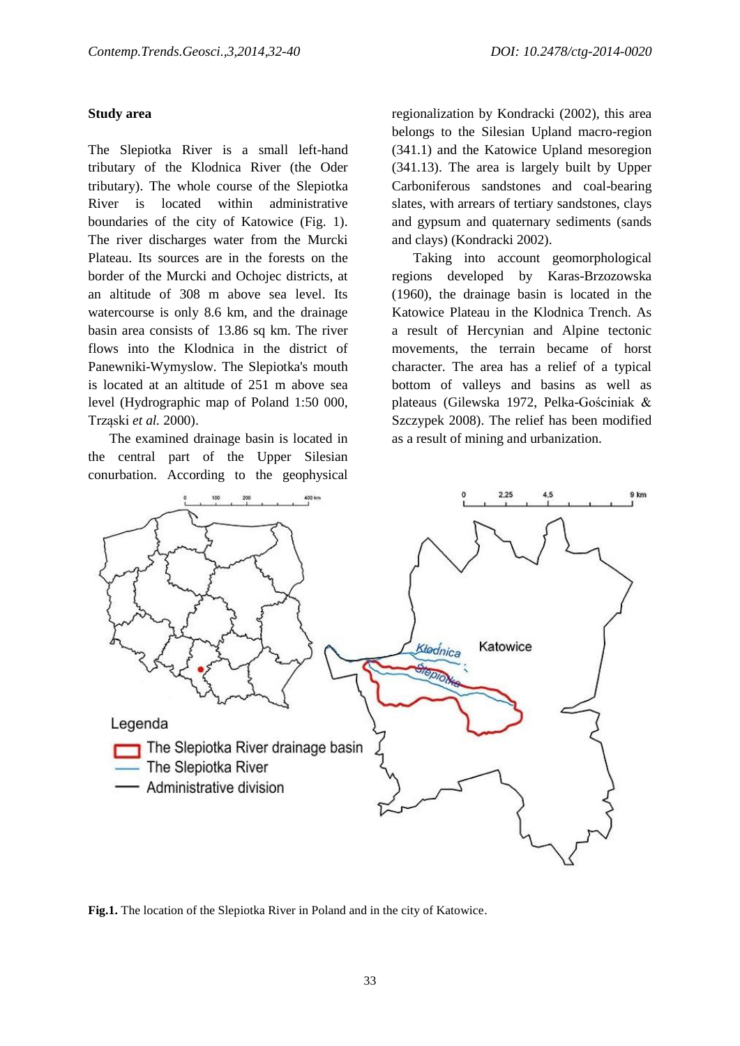## Study area

The Slepiotka River is a small left-hand tributary of the Klodnica River (the Oder tributary). The whole course of the Slepiotka River is located within administrative boundaries of the city of Katowice (Fig. 1). The river discharges water from the Murcki Plateau. Its sources are in the forests on the border of the Murcki and Ochojec districts, at an altitude of 308 m above sea level. Its watercourse is only 8.6 km, and the drainage basin area consists of 13.86 sq km. The river flows into the Klodnica in the district of Panewniki-Wymyslow. The Slepiotka's mouth is located at an altitude of 251 m above sea level (Hydrographic map of Poland 1:50 000, Trząski *et al.* 2000).

The examined drainage basin is located in the central part of the Upper Silesian conurbation. According to the geophysical regionalization by Kondracki (2002), this area belongs to the Silesian Upland macro-region (341.1) and the Katowice Upland mesoregion (341.13). The area is largely built by Upper Carboniferous sandstones and coal-bearing slates, with arrears of tertiary sandstones, clays and gypsum and quaternary sediments (sands and clays) (Kondracki 2002).

Taking into account geomorphological regions developed by Karas-Brzozowska (1960), the drainage basin is located in the Katowice Plateau in the Klodnica Trench. As a result of Hercynian and Alpine tectonic movements, the terrain became of horst character. The area has a relief of a typical bottom of valleys and basins as well as plateaus (Gilewska 1972, Pelka-Gościniak & Szczypek 2008). The relief has been modified as a result of mining and urbanization.

**Fig.1.** The location of the Slepiotka River in Poland and in the city of Katowice.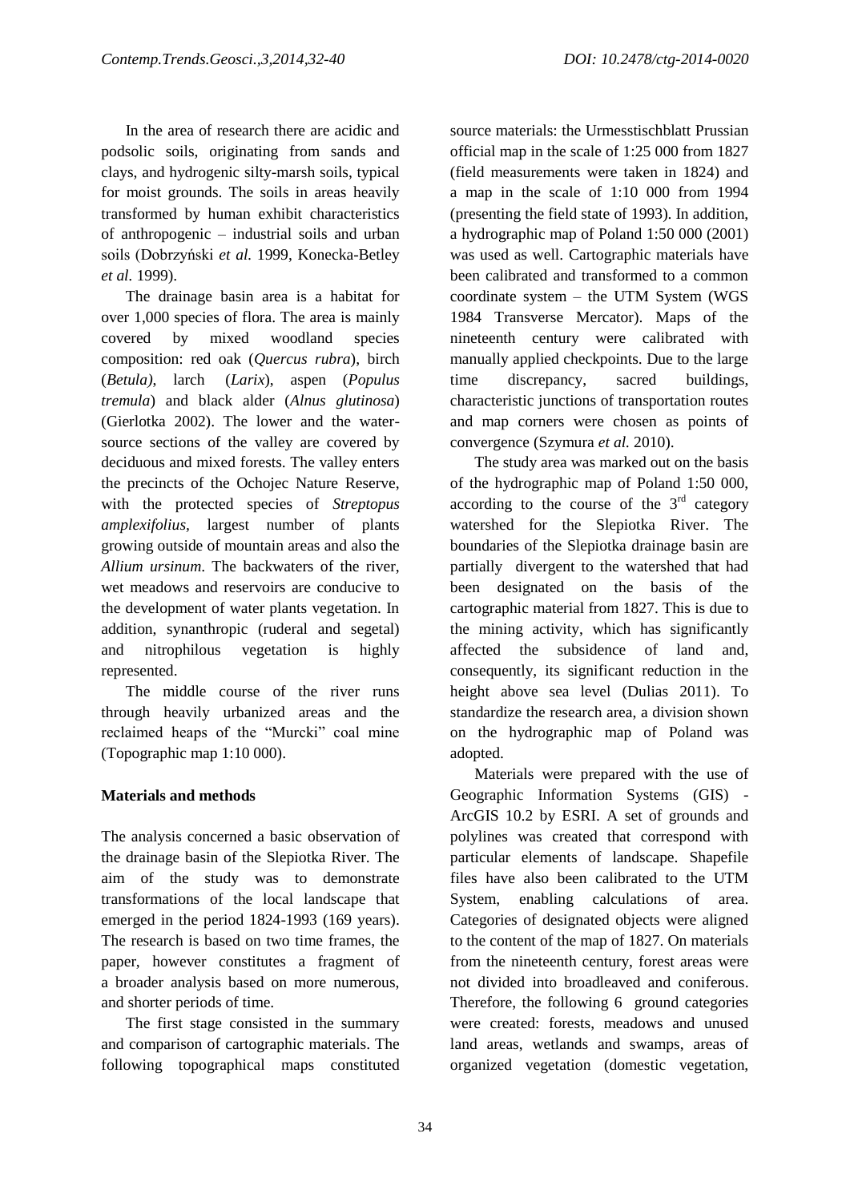In the area of research there are acidic and podsolic soils, originating from sands and clays, and hydrogenic silty-marsh soils, typical for moist grounds. The soils in areas heavily transformed by human exhibit characteristics of anthropogenic – industrial soils and urban soils (Dobrzyński *et al.* 1999, Konecka-Betley *et al*. 1999).

The drainage basin area is a habitat for over 1,000 species of flora. The area is mainly covered by mixed woodland species composition: red oak (*Quercus rubra*), birch (*Betula)*, larch (*Larix*), aspen (*Populus tremula*) and black alder (*Alnus glutinosa*) (Gierlotka 2002). The lower and the water-source sections of the valley are covered by deciduous and mixed forests. The valley enters the precincts of the Ochojec Nature Reserve, with the protected species of *Streptopus amplexifolius*, largest number of plants growing outside of mountain areas and also the *Allium ursinum*. The backwaters of the river, wet meadows and reservoirs are conducive to the development of water plants vegetation. In addition, synanthropic (ruderal and segetal) and nitrophilous vegetation is highly represented.

The middle course of the river runs through heavily urbanized areas and the reclaimed heaps of the "Murcki" coal mine (Topographic map 1:10 000).

## Materials and methods

The analysis concerned a basic observation of the drainage basin of the Slepiotka River. The aim of the study was to demonstrate transformations of the local landscape that emerged in the period 1824-1993 (169 years). The research is based on two time frames, the paper, however constitutes a fragment of a broader analysis based on more numerous, and shorter periods of time.

The first stage consisted in the summary and comparison of cartographic materials. The following topographical maps constituted source materials: the Urmesstischblatt Prussian official map in the scale of 1:25 000 from 1827 (field measurements were taken in 1824) and a map in the scale of 1:10 000 from 1994 (presenting the field state of 1993). In addition, a hydrographic map of Poland 1:50 000 (2001) was used as well. Cartographic materials have been calibrated and transformed to a common coordinate system – the UTM System (WGS 1984 Transverse Mercator). Maps of the nineteenth century were calibrated with manually applied checkpoints. Due to the large time discrepancy, sacred buildings, characteristic junctions of transportation routes and map corners were chosen as points of convergence (Szymura *et al.* 2010).

The study area was marked out on the basis of the hydrographic map of Poland 1:50 000, according to the course of the 3rd category watershed for the Slepiotka River. The boundaries of the Slepiotka drainage basin are partially divergent to the watershed that had been designated on the basis of the cartographic material from 1827. This is due to the mining activity, which has significantly affected the subsidence of land and, consequently, its significant reduction in the height above sea level (Dulias 2011). To standardize the research area, a division shown on the hydrographic map of Poland was adopted.

Materials were prepared with the use of Geographic Information Systems (GIS) - ArcGIS 10.2 by ESRI. A set of grounds and polylines was created that correspond with particular elements of landscape. Shapefile files have also been calibrated to the UTM System, enabling calculations of area. Categories of designated objects were aligned to the content of the map of 1827. On materials from the nineteenth century, forest areas were not divided into broadleaved and coniferous. Therefore, the following 6 ground categories were created: forests, meadows and unused land areas, wetlands and swamps, areas of organized vegetation (domestic vegetation,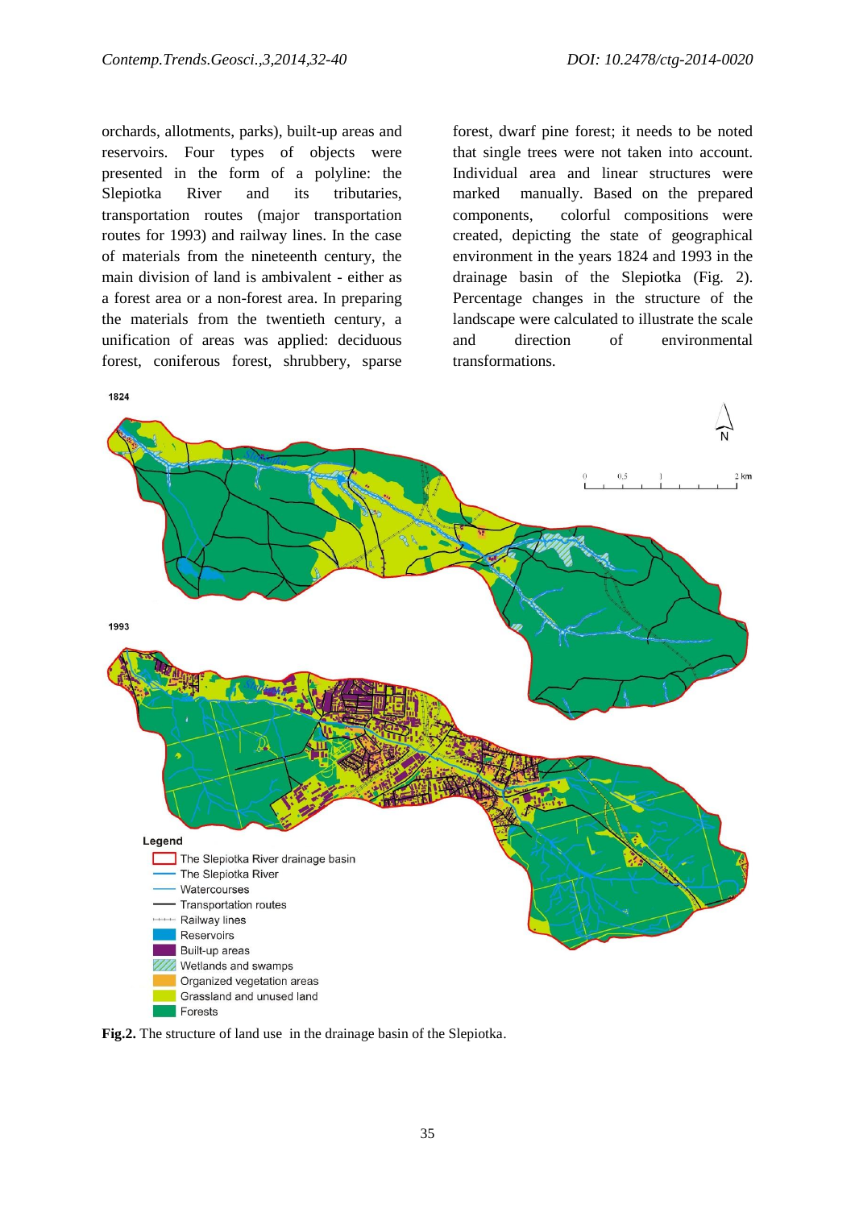orchards, allotments, parks), built-up areas and reservoirs. Four types of objects were presented in the form of a polyline: the Slepiotka River and its tributaries, transportation routes (major transportation routes for 1993) and railway lines. In the case of materials from the nineteenth century, the main division of land is ambivalent - either as a forest area or a non-forest area. In preparing the materials from the twentieth century, a unification of areas was applied: deciduous forest, coniferous forest, shrubbery, sparse forest, dwarf pine forest; it needs to be noted that single trees were not taken into account. Individual area and linear structures were marked manually. Based on the prepared components, colorful compositions were created, depicting the state of geographical environment in the years 1824 and 1993 in the drainage basin of the Slepiotka (Fig. 2). Percentage changes in the structure of the landscape were calculated to illustrate the scale and direction of environmental transformations.

**Fig.2.** The structure of land use in the drainage basin of the Slepiotka.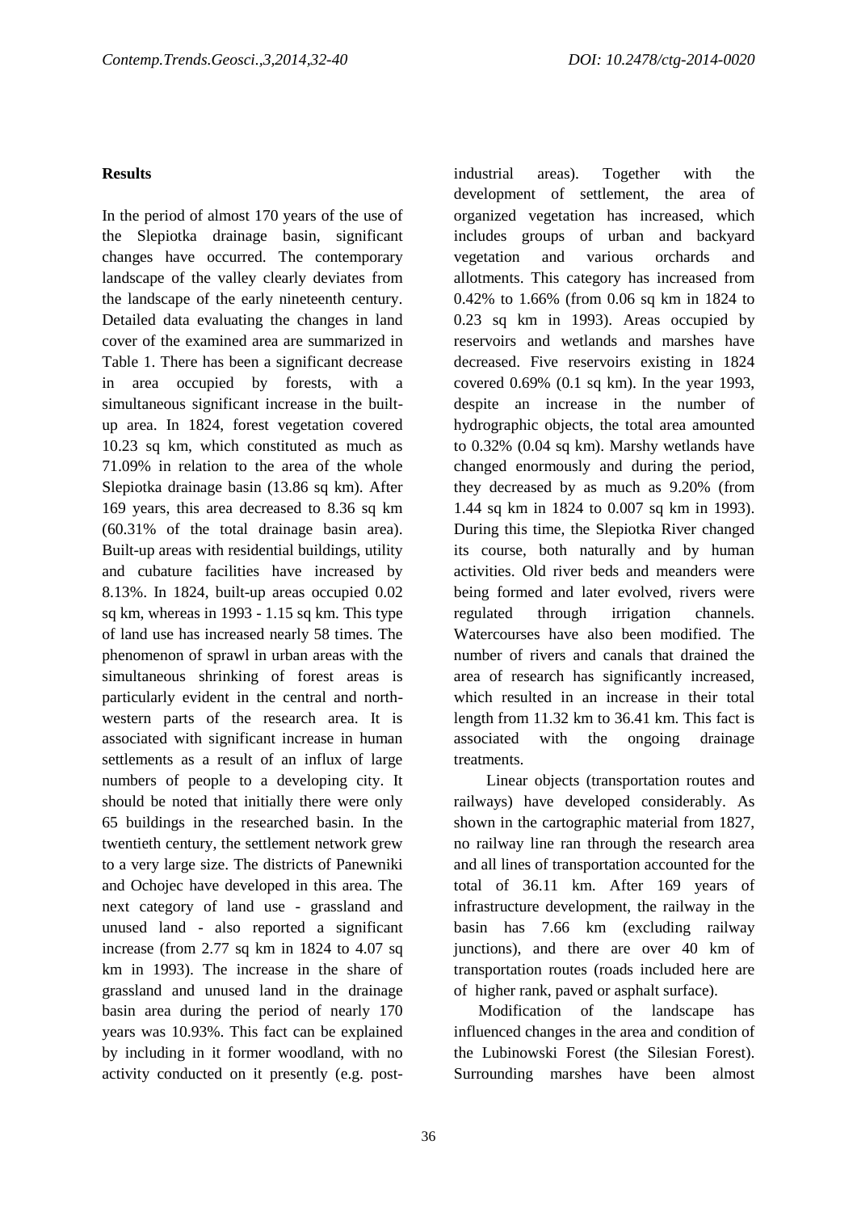## Results

In the period of almost 170 years of the use of the Slepiotka drainage basin, significant changes have occurred. The contemporary landscape of the valley clearly deviates from the landscape of the early nineteenth century. Detailed data evaluating the changes in land cover of the examined area are summarized in Table 1. There has been a significant decrease in area occupied by forests, with a simultaneous significant increase in the built-up area. In 1824, forest vegetation covered 10.23 sq km, which constituted as much as 71.09% in relation to the area of the whole Slepiotka drainage basin (13.86 sq km). After 169 years, this area decreased to 8.36 sq km (60.31% of the total drainage basin area). Built-up areas with residential buildings, utility and cubature facilities have increased by 8.13%. In 1824, built-up areas occupied 0.02 sq km, whereas in 1993 - 1.15 sq km. This type of land use has increased nearly 58 times. The phenomenon of sprawl in urban areas with the simultaneous shrinking of forest areas is particularly evident in the central and north-western parts of the research area. It is associated with significant increase in human settlements as a result of an influx of large numbers of people to a developing city. It should be noted that initially there were only 65 buildings in the researched basin. In the twentieth century, the settlement network grew to a very large size. The districts of Panewniki and Ochojec have developed in this area. The next category of land use - grassland and unused land - also reported a significant increase (from 2.77 sq km in 1824 to 4.07 sq km in 1993). The increase in the share of grassland and unused land in the drainage basin area during the period of nearly 170 years was 10.93%. This fact can be explained by including in it former woodland, with no activity conducted on it presently (e.g. post-industrial areas). Together with the development of settlement, the area of organized vegetation has increased, which includes groups of urban and backyard vegetation and various orchards and allotments. This category has increased from 0.42% to 1.66% (from 0.06 sq km in 1824 to 0.23 sq km in 1993). Areas occupied by reservoirs and wetlands and marshes have decreased. Five reservoirs existing in 1824 covered 0.69% (0.1 sq km). In the year 1993, despite an increase in the number of hydrographic objects, the total area amounted to 0.32% (0.04 sq km). Marshy wetlands have changed enormously and during the period, they decreased by as much as 9.20% (from 1.44 sq km in 1824 to 0.007 sq km in 1993). During this time, the Slepiotka River changed its course, both naturally and by human activities. Old river beds and meanders were being formed and later evolved, rivers were regulated through irrigation channels. Watercourses have also been modified. The number of rivers and canals that drained the area of research has significantly increased, which resulted in an increase in their total length from 11.32 km to 36.41 km. This fact is associated with the ongoing drainage treatments.

Linear objects (transportation routes and railways) have developed considerably. As shown in the cartographic material from 1827, no railway line ran through the research area and all lines of transportation accounted for the total of 36.11 km. After 169 years of infrastructure development, the railway in the basin has 7.66 km (excluding railway junctions), and there are over 40 km of transportation routes (roads included here are of higher rank, paved or asphalt surface).

Modification of the landscape has influenced changes in the area and condition of the Lubinowski Forest (the Silesian Forest). Surrounding marshes have been almost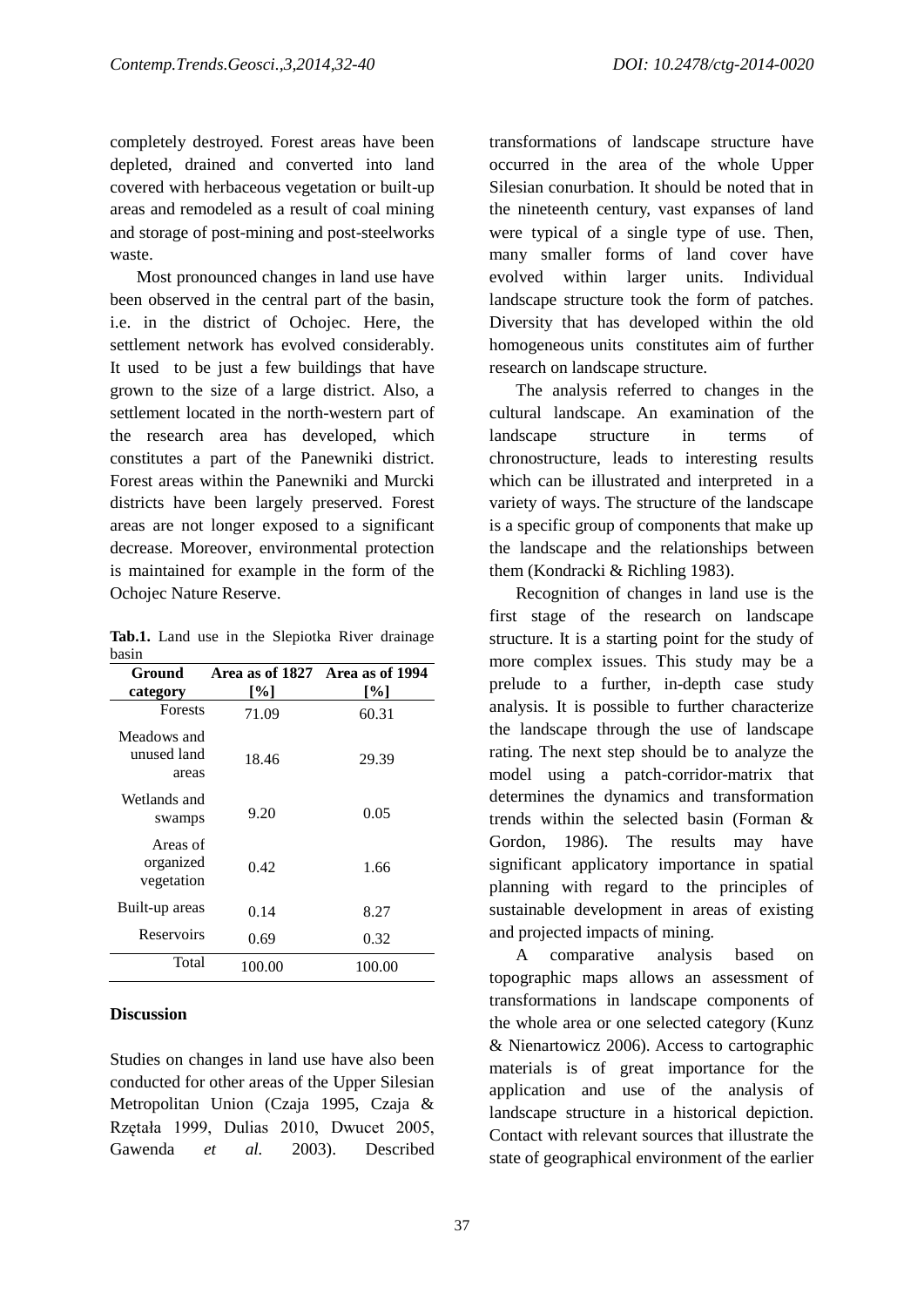completely destroyed. Forest areas have been depleted, drained and converted into land covered with herbaceous vegetation or built-up areas and remodeled as a result of coal mining and storage of post-mining and post-steelworks waste.

Most pronounced changes in land use have been observed in the central part of the basin, i.e. in the district of Ochojec. Here, the settlement network has evolved considerably. It used to be just a few buildings that have grown to the size of a large district. Also, a settlement located in the north-western part of the research area has developed, which constitutes a part of the Panewniki district. Forest areas within the Panewniki and Murcki districts have been largely preserved. Forest areas are not longer exposed to a significant decrease. Moreover, environmental protection is maintained for example in the form of the Ochojec Nature Reserve.

**Tab.1.** Land use in the Slepiotka River drainage basin

| Ground category | Area as of 1827 [%] | Area as of 1994 [%] |
|---|---|---|
| Forests | 71.09 | 60.31 |
| Meadows and unused land areas | 18.46 | 29.39 |
| Wetlands and swamps | 9.20 | 0.05 |
| Areas of organized vegetation | 0.42 | 1.66 |
| Built-up areas | 0.14 | 8.27 |
| Reservoirs | 0.69 | 0.32 |
| Total | 100.00 | 100.00 |

## Discussion

Studies on changes in land use have also been conducted for other areas of the Upper Silesian Metropolitan Union (Czaja 1995, Czaja & Rzętała 1999, Dulias 2010, Dwucet 2005, Gawenda *et al.* 2003). Described transformations of landscape structure have occurred in the area of the whole Upper Silesian conurbation. It should be noted that in the nineteenth century, vast expanses of land were typical of a single type of use. Then, many smaller forms of land cover have evolved within larger units. Individual landscape structure took the form of patches. Diversity that has developed within the old homogeneous units constitutes aim of further research on landscape structure.

The analysis referred to changes in the cultural landscape. An examination of the landscape structure in terms of chronostructure, leads to interesting results which can be illustrated and interpreted in a variety of ways. The structure of the landscape is a specific group of components that make up the landscape and the relationships between them (Kondracki & Richling 1983).

Recognition of changes in land use is the first stage of the research on landscape structure. It is a starting point for the study of more complex issues. This study may be a prelude to a further, in-depth case study analysis. It is possible to further characterize the landscape through the use of landscape rating. The next step should be to analyze the model using a patch-corridor-matrix that determines the dynamics and transformation trends within the selected basin (Forman & Gordon, 1986). The results may have significant applicatory importance in spatial planning with regard to the principles of sustainable development in areas of existing and projected impacts of mining.

A comparative analysis based on topographic maps allows an assessment of transformations in landscape components of the whole area or one selected category (Kunz & Nienartowicz 2006). Access to cartographic materials is of great importance for the application and use of the analysis of landscape structure in a historical depiction. Contact with relevant sources that illustrate the state of geographical environment of the earlier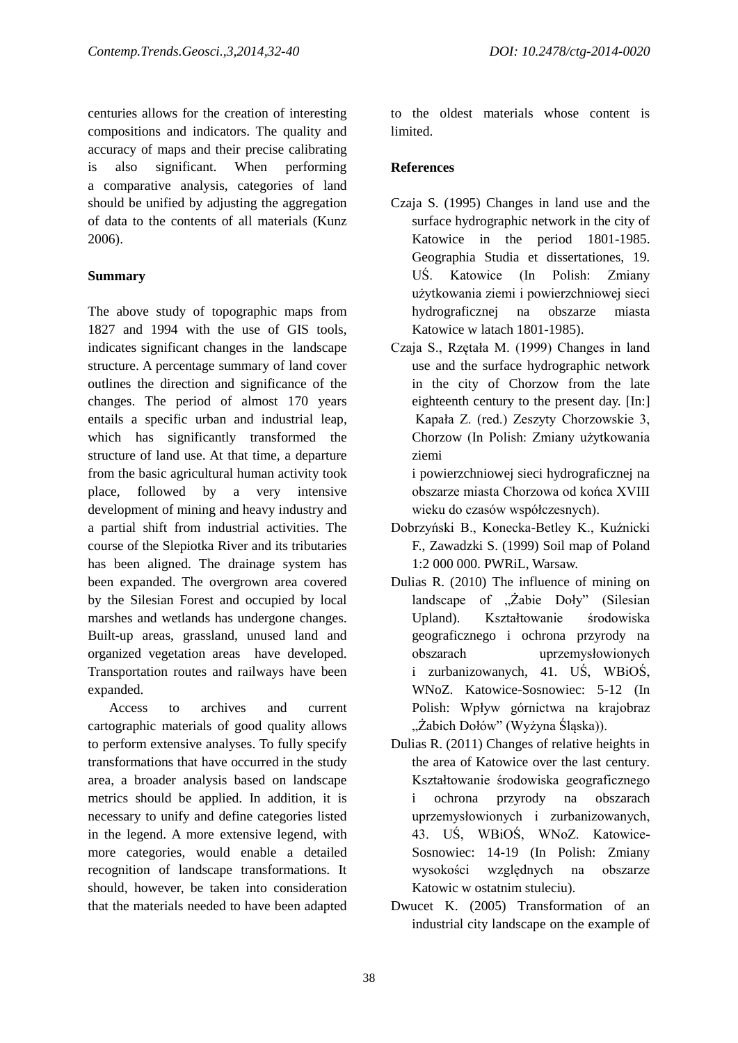centuries allows for the creation of interesting compositions and indicators. The quality and accuracy of maps and their precise calibrating is also significant. When performing a comparative analysis, categories of land should be unified by adjusting the aggregation of data to the contents of all materials (Kunz 2006).

## Summary

The above study of topographic maps from 1827 and 1994 with the use of GIS tools, indicates significant changes in the landscape structure. A percentage summary of land cover outlines the direction and significance of the changes. The period of almost 170 years entails a specific urban and industrial leap, which has significantly transformed the structure of land use. At that time, a departure from the basic agricultural human activity took place, followed by a very intensive development of mining and heavy industry and a partial shift from industrial activities. The course of the Slepiotka River and its tributaries has been aligned. The drainage system has been expanded. The overgrown area covered by the Silesian Forest and occupied by local marshes and wetlands has undergone changes. Built-up areas, grassland, unused land and organized vegetation areas have developed. Transportation routes and railways have been expanded.

Access to archives and current cartographic materials of good quality allows to perform extensive analyses. To fully specify transformations that have occurred in the study area, a broader analysis based on landscape metrics should be applied. In addition, it is necessary to unify and define categories listed in the legend. A more extensive legend, with more categories, would enable a detailed recognition of landscape transformations. It should, however, be taken into consideration that the materials needed to have been adapted to the oldest materials whose content is limited.

## References

Czaja S. (1995) Changes in land use and the surface hydrographic network in the city of Katowice in the period 1801-1985. Geographia Studia et dissertationes, 19. UŚ. Katowice (In Polish: Zmiany użytkowania ziemi i powierzchniowej sieci hydrograficznej na obszarze miasta Katowice w latach 1801-1985).

Czaja S., Rzętała M. (1999) Changes in land use and the surface hydrographic network in the city of Chorzow from the late eighteenth century to the present day. [In:] Kapała Z. (red.) Zeszyty Chorzowskie 3, Chorzow (In Polish: Zmiany użytkowania ziemi i powierzchniowej sieci hydrograficznej na obszarze miasta Chorzowa od końca XVIII wieku do czasów współczesnych).

Dobrzyński B., Konecka-Betley K., Kuźnicki F., Zawadzki S. (1999) Soil map of Poland 1:2 000 000. PWRiL, Warsaw.

Dulias R. (2010) The influence of mining on landscape of „Żabie Doły" (Silesian Upland). Kształtowanie środowiska geograficznego i ochrona przyrody na obszarach uprzemysłowionych i zurbanizowanych, 41. UŚ, WBiOŚ, WNoZ. Katowice-Sosnowiec: 5-12 (In Polish: Wpływ górnictwa na krajobraz „Żabich Dołów" (Wyżyna Śląska)).

Dulias R. (2011) Changes of relative heights in the area of Katowice over the last century. Kształtowanie środowiska geograficznego i ochrona przyrody na obszarach uprzemysłowionych i zurbanizowanych, 43. UŚ, WBiOŚ, WNoZ. Katowice-Sosnowiec: 14-19 (In Polish: Zmiany wysokości względnych na obszarze Katowic w ostatnim stuleciu).

Dwucet K. (2005) Transformation of an industrial city landscape on the example of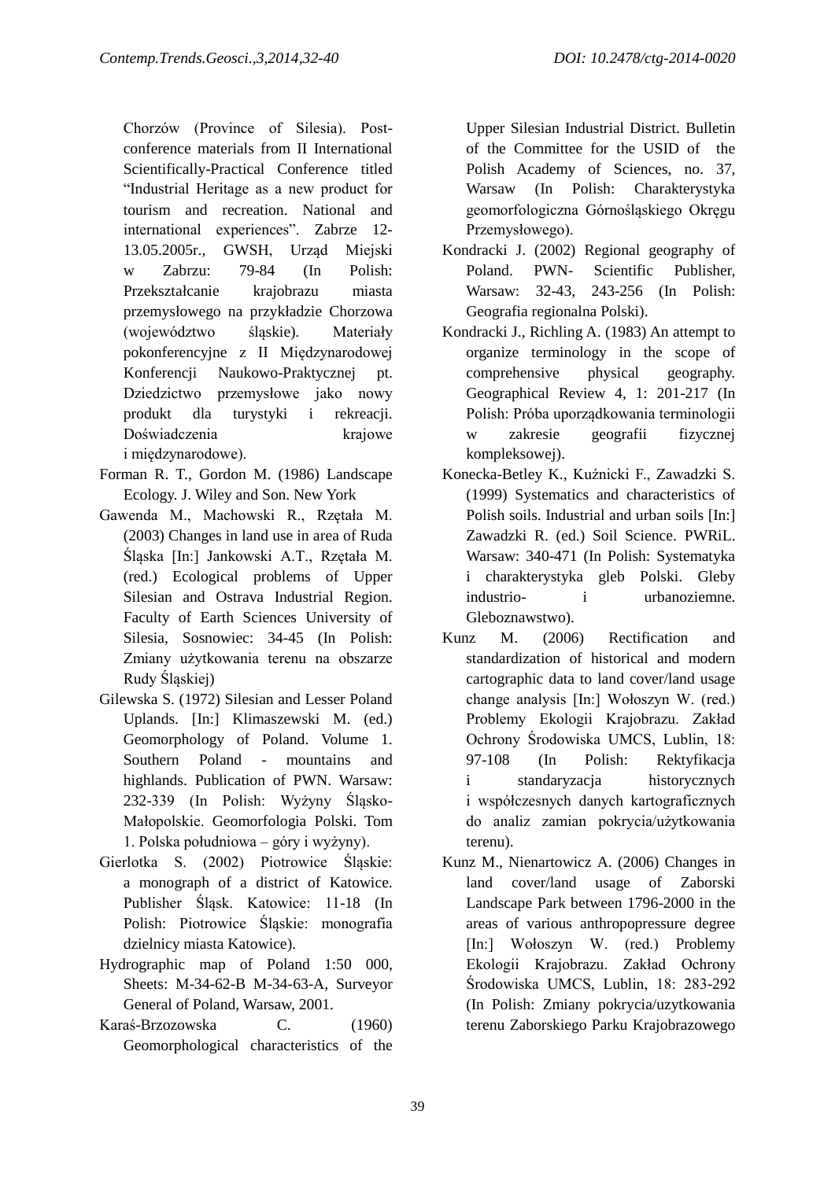Chorzów (Province of Silesia). Post-conference materials from II International Scientifically-Practical Conference titled "Industrial Heritage as a new product for tourism and recreation. National and international experiences". Zabrze 12-13.05.2005r., GWSH, Urząd Miejski w Zabrzu: 79-84 (In Polish: Przekształcanie krajobrazu miasta przemysłowego na przykładzie Chorzowa (województwo śląskie). Materiały pokonferencyjne z II Międzynarodowej Konferencji Naukowo-Praktycznej pt. Dziedzictwo przemysłowe jako nowy produkt dla turystyki i rekreacji. Doświadczenia krajowe i międzynarodowe).

Forman R. T., Gordon M. (1986) Landscape Ecology. J. Wiley and Son. New York

Gawenda M., Machowski R., Rzętała M. (2003) Changes in land use in area of Ruda Śląska [In:] Jankowski A.T., Rzętała M. (red.) Ecological problems of Upper Silesian and Ostrava Industrial Region. Faculty of Earth Sciences University of Silesia, Sosnowiec: 34-45 (In Polish: Zmiany użytkowania terenu na obszarze Rudy Śląskiej)

Gilewska S. (1972) Silesian and Lesser Poland Uplands. [In:] Klimaszewski M. (ed.) Geomorphology of Poland. Volume 1. Southern Poland - mountains and highlands. Publication of PWN. Warsaw: 232-339 (In Polish: Wyżyny Śląsko-Małopolskie. Geomorfologia Polski. Tom 1. Polska południowa – góry i wyżyny).

Gierlotka S. (2002) Piotrowice Śląskie: a monograph of a district of Katowice. Publisher Śląsk. Katowice: 11-18 (In Polish: Piotrowice Śląskie: monografia dzielnicy miasta Katowice).

Hydrographic map of Poland 1:50 000, Sheets: M-34-62-B M-34-63-A, Surveyor General of Poland, Warsaw, 2001.

Karaś-Brzozowska C. (1960) Geomorphological characteristics of the Upper Silesian Industrial District. Bulletin of the Committee for the USID of the Polish Academy of Sciences, no. 37, Warsaw (In Polish: Charakterystyka geomorfologiczna Górnośląskiego Okręgu Przemysłowego).

Kondracki J. (2002) Regional geography of Poland. PWN- Scientific Publisher, Warsaw: 32-43, 243-256 (In Polish: Geografia regionalna Polski).

Kondracki J., Richling A. (1983) An attempt to organize terminology in the scope of comprehensive physical geography. Geographical Review 4, 1: 201-217 (In Polish: Próba uporządkowania terminologii w zakresie geografii fizycznej kompleksowej).

Konecka-Betley K., Kuźnicki F., Zawadzki S. (1999) Systematics and characteristics of Polish soils. Industrial and urban soils [In:] Zawadzki R. (ed.) Soil Science. PWRiL. Warsaw: 340-471 (In Polish: Systematyka i charakterystyka gleb Polski. Gleby industrio- i urbanoziemne. Gleboznawstwo).

Kunz M. (2006) Rectification and standardization of historical and modern cartographic data to land cover/land usage change analysis [In:] Wołoszyn W. (red.) Problemy Ekologii Krajobrazu. Zakład Ochrony Środowiska UMCS, Lublin, 18: 97-108 (In Polish: Rektyfikacja i standaryzacja historycznych i współczesnych danych kartograficznych do analiz zamian pokrycia/użytkowania terenu).

Kunz M., Nienartowicz A. (2006) Changes in land cover/land usage of Zaborski Landscape Park between 1796-2000 in the areas of various anthropopressure degree [In:] Wołoszyn W. (red.) Problemy Ekologii Krajobrazu. Zakład Ochrony Środowiska UMCS, Lublin, 18: 283-292 (In Polish: Zmiany pokrycia/uzytkowania terenu Zaborskiego Parku Krajobrazowego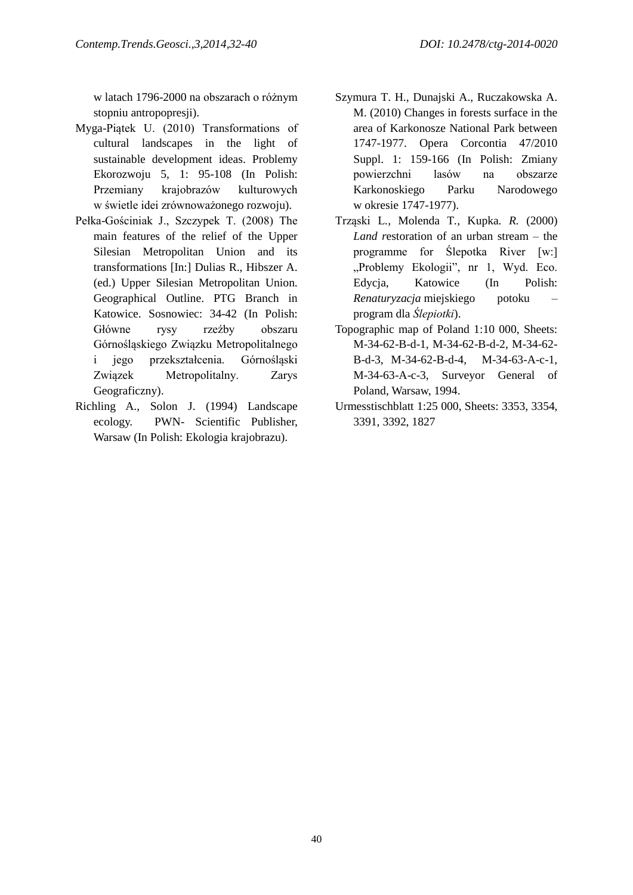w latach 1796-2000 na obszarach o różnym stopniu antropopresji).

Myga-Piątek U. (2010) Transformations of cultural landscapes in the light of sustainable development ideas. Problemy Ekorozwoju 5, 1: 95-108 (In Polish: Przemiany krajobrazów kulturowych w świetle idei zrównoważonego rozwoju).

Pełka-Gościniak J., Szczypek T. (2008) The main features of the relief of the Upper Silesian Metropolitan Union and its transformations [In:] Dulias R., Hibszer A. (ed.) Upper Silesian Metropolitan Union. Geographical Outline. PTG Branch in Katowice. Sosnowiec: 34-42 (In Polish: Główne rysy rzeźby obszaru Górnośląskiego Związku Metropolitalnego i jego przekształcenia. Górnośląski Związek Metropolitalny. Zarys Geograficzny).

Richling A., Solon J. (1994) Landscape ecology. PWN- Scientific Publisher, Warsaw (In Polish: Ekologia krajobrazu).

Szymura T. H., Dunajski A., Ruczakowska A. M. (2010) Changes in forests surface in the area of Karkonosze National Park between 1747-1977. Opera Corcontia 47/2010 Suppl. 1: 159-166 (In Polish: Zmiany powierzchni lasów na obszarze Karkonoskiego Parku Narodowego w okresie 1747-1977).

Trząski L., Molenda T., Kupka. *R.* (2000) *Land r*estoration of an urban stream – the programme for Ślepotka River [w:] „Problemy Ekologii", nr 1, Wyd. Eco. Edycja, Katowice (In Polish: *Renaturyzacja* miejskiego potoku – program dla *Ślepiotki*).

Topographic map of Poland 1:10 000, Sheets: M-34-62-B-d-1, M-34-62-B-d-2, M-34-62-B-d-3, M-34-62-B-d-4, M-34-63-A-c-1, M-34-63-A-c-3, Surveyor General of Poland, Warsaw, 1994.

Urmesstischblatt 1:25 000, Sheets: 3353, 3354, 3391, 3392, 1827